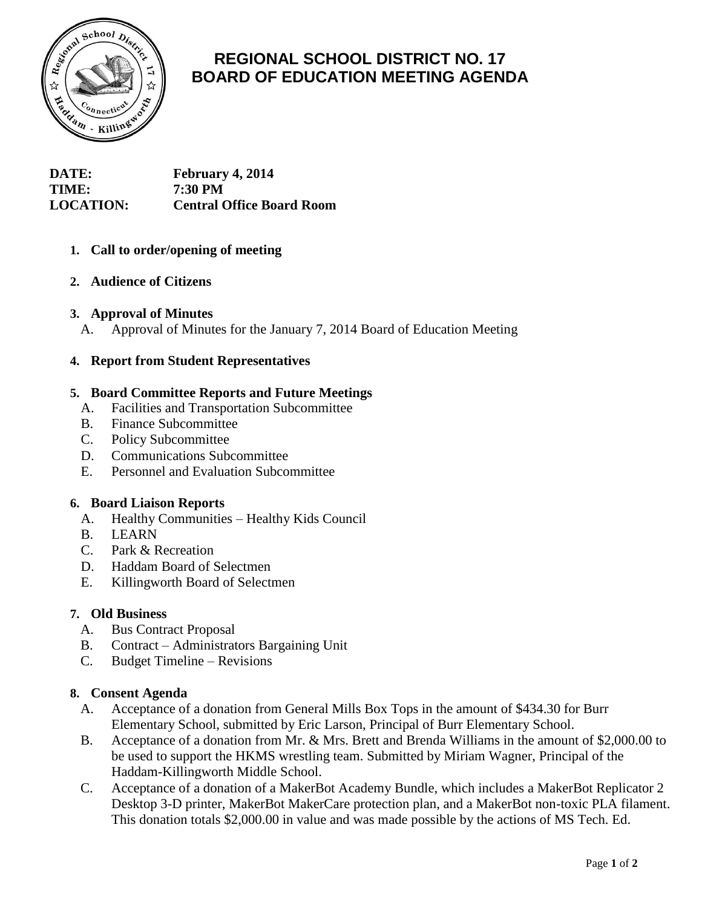# REGIONAL SCHOOL DISTRICT NO. 17
# BOARD OF EDUCATION MEETING AGENDA

**DATE:** February 4, 2014
**TIME:** 7:30 PM
**LOCATION:** Central Office Board Room

1. **Call to order/opening of meeting**

2. **Audience of Citizens**

3. **Approval of Minutes**
   A. Approval of Minutes for the January 7, 2014 Board of Education Meeting

4. **Report from Student Representatives**

5. **Board Committee Reports and Future Meetings**
   A. Facilities and Transportation Subcommittee
   B. Finance Subcommittee
   C. Policy Subcommittee
   D. Communications Subcommittee
   E. Personnel and Evaluation Subcommittee

6. **Board Liaison Reports**
   A. Healthy Communities – Healthy Kids Council
   B. LEARN
   C. Park & Recreation
   D. Haddam Board of Selectmen
   E. Killingworth Board of Selectmen

7. **Old Business**
   A. Bus Contract Proposal
   B. Contract – Administrators Bargaining Unit
   C. Budget Timeline – Revisions

8. **Consent Agenda**
   A. Acceptance of a donation from General Mills Box Tops in the amount of $434.30 for Burr Elementary School, submitted by Eric Larson, Principal of Burr Elementary School.
   B. Acceptance of a donation from Mr. & Mrs. Brett and Brenda Williams in the amount of $2,000.00 to be used to support the HKMS wrestling team. Submitted by Miriam Wagner, Principal of the Haddam-Killingworth Middle School.
   C. Acceptance of a donation of a MakerBot Academy Bundle, which includes a MakerBot Replicator 2 Desktop 3-D printer, MakerBot MakerCare protection plan, and a MakerBot non-toxic PLA filament. This donation totals $2,000.00 in value and was made possible by the actions of MS Tech. Ed.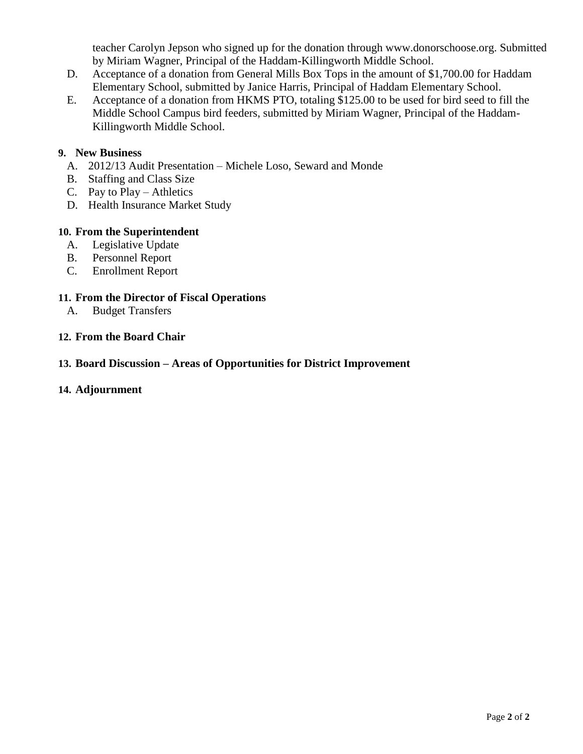teacher Carolyn Jepson who signed up for the donation through www.donorschoose.org. Submitted by Miriam Wagner, Principal of the Haddam-Killingworth Middle School.

D. Acceptance of a donation from General Mills Box Tops in the amount of $1,700.00 for Haddam Elementary School, submitted by Janice Harris, Principal of Haddam Elementary School.

E. Acceptance of a donation from HKMS PTO, totaling $125.00 to be used for bird seed to fill the Middle School Campus bird feeders, submitted by Miriam Wagner, Principal of the Haddam-Killingworth Middle School.

**9. New Business**

A. 2012/13 Audit Presentation – Michele Loso, Seward and Monde

B. Staffing and Class Size

C. Pay to Play – Athletics

D. Health Insurance Market Study

**10. From the Superintendent**

A. Legislative Update

B. Personnel Report

C. Enrollment Report

**11. From the Director of Fiscal Operations**

A. Budget Transfers

**12. From the Board Chair**

**13. Board Discussion – Areas of Opportunities for District Improvement**

**14. Adjournment**